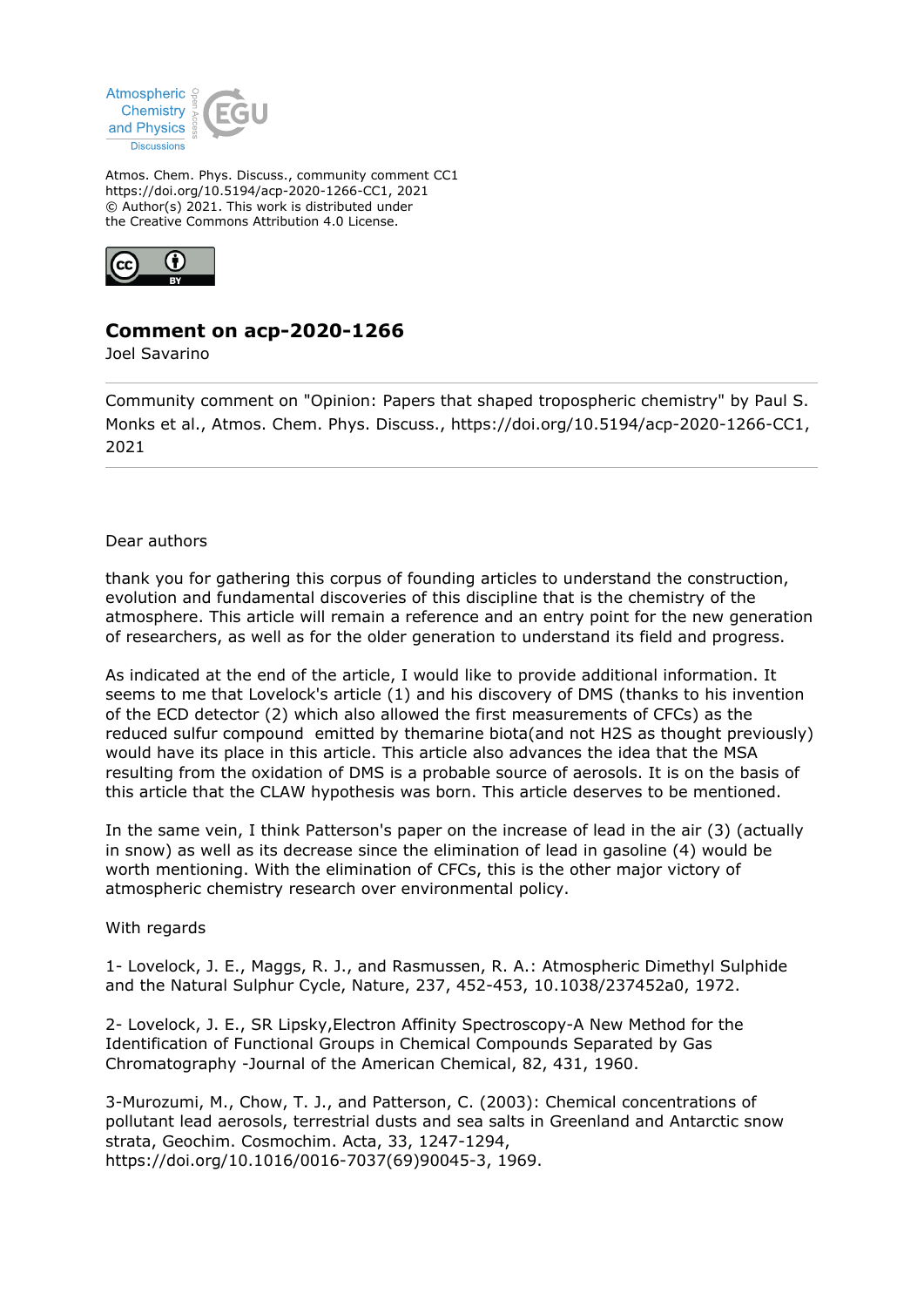Atmos. Chem. Phys. Discuss., community comment CC1
https://doi.org/10.5194/acp-2020-1266-CC1, 2021
© Author(s) 2021. This work is distributed under
the Creative Commons Attribution 4.0 License.

## Comment on acp-2020-1266

Joel Savarino

---

Community comment on "Opinion: Papers that shaped tropospheric chemistry" by Paul S. Monks et al., Atmos. Chem. Phys. Discuss., https://doi.org/10.5194/acp-2020-1266-CC1, 2021

---

Dear authors

thank you for gathering this corpus of founding articles to understand the construction, evolution and fundamental discoveries of this discipline that is the chemistry of the atmosphere. This article will remain a reference and an entry point for the new generation of researchers, as well as for the older generation to understand its field and progress.

As indicated at the end of the article, I would like to provide additional information. It seems to me that Lovelock's article (1) and his discovery of DMS (thanks to his invention of the ECD detector (2) which also allowed the first measurements of CFCs) as the reduced sulfur compound emitted by themarine biota(and not H2S as thought previously) would have its place in this article. This article also advances the idea that the MSA resulting from the oxidation of DMS is a probable source of aerosols. It is on the basis of this article that the CLAW hypothesis was born. This article deserves to be mentioned.

In the same vein, I think Patterson's paper on the increase of lead in the air (3) (actually in snow) as well as its decrease since the elimination of lead in gasoline (4) would be worth mentioning. With the elimination of CFCs, this is the other major victory of atmospheric chemistry research over environmental policy.

With regards

1- Lovelock, J. E., Maggs, R. J., and Rasmussen, R. A.: Atmospheric Dimethyl Sulphide and the Natural Sulphur Cycle, Nature, 237, 452-453, 10.1038/237452a0, 1972.

2- Lovelock, J. E., SR Lipsky,Electron Affinity Spectroscopy-A New Method for the Identification of Functional Groups in Chemical Compounds Separated by Gas Chromatography -Journal of the American Chemical, 82, 431, 1960.

3-Murozumi, M., Chow, T. J., and Patterson, C. (2003): Chemical concentrations of pollutant lead aerosols, terrestrial dusts and sea salts in Greenland and Antarctic snow strata, Geochim. Cosmochim. Acta, 33, 1247-1294, https://doi.org/10.1016/0016-7037(69)90045-3, 1969.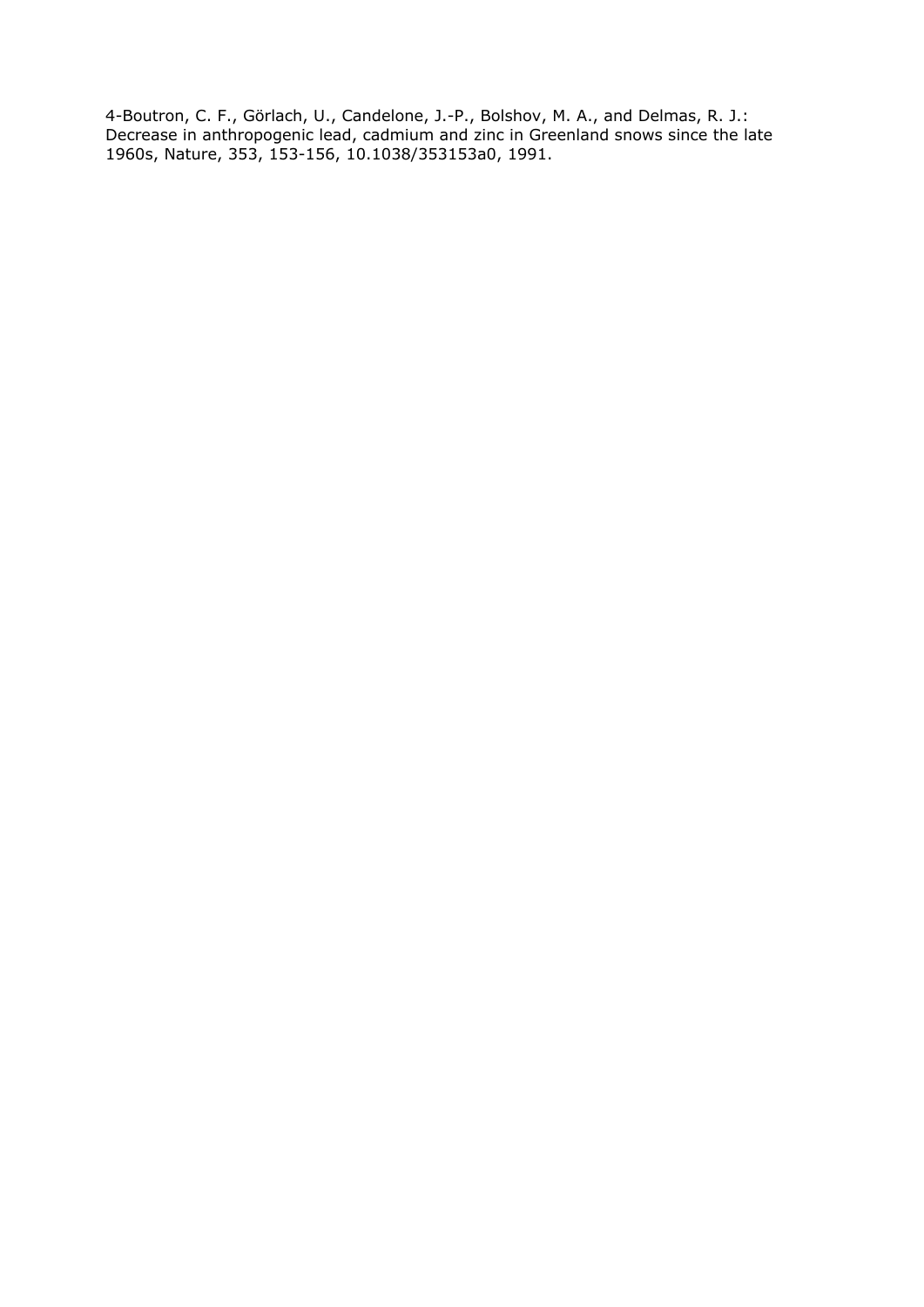4-Boutron, C. F., Görlach, U., Candelone, J.-P., Bolshov, M. A., and Delmas, R. J.: Decrease in anthropogenic lead, cadmium and zinc in Greenland snows since the late 1960s, Nature, 353, 153-156, 10.1038/353153a0, 1991.